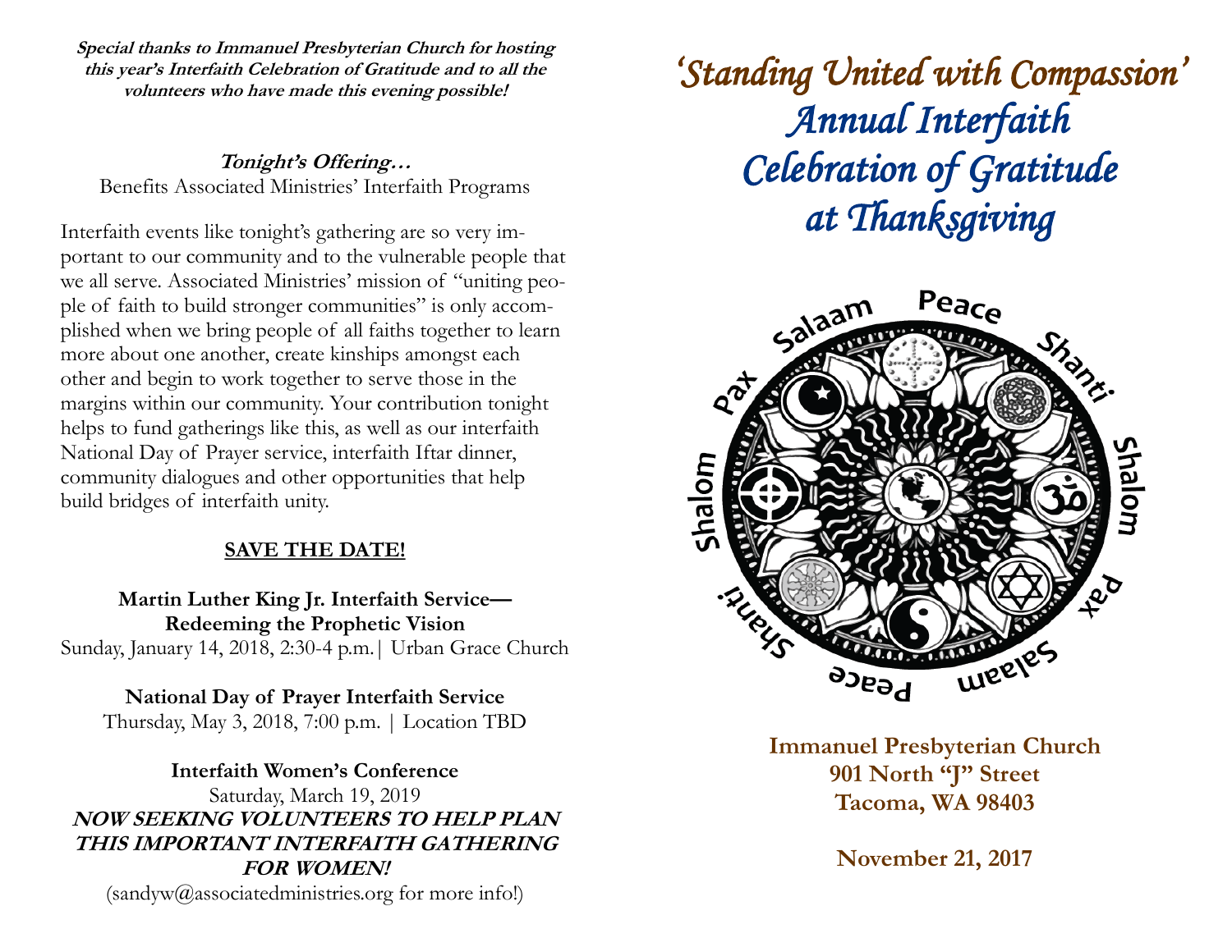**Special thanks to Immanuel Presbyterian Church for hosting this year's Interfaith Celebration of Gratitude and to all the volunteers who have made this evening possible!**

***Tonight's Offering…***

Benefits Associated Ministries' Interfaith Programs

Interfaith events like tonight's gathering are so very important to our community and to the vulnerable people that we all serve. Associated Ministries' mission of "uniting people of faith to build stronger communities" is only accomplished when we bring people of all faiths together to learn more about one another, create kinships amongst each other and begin to work together to serve those in the margins within our community. Your contribution tonight helps to fund gatherings like this, as well as our interfaith National Day of Prayer service, interfaith Iftar dinner, community dialogues and other opportunities that help build bridges of interfaith unity.

**SAVE THE DATE!**

**Martin Luther King Jr. Interfaith Service—Redeeming the Prophetic Vision**
Sunday, January 14, 2018, 2:30-4 p.m.| Urban Grace Church

**National Day of Prayer Interfaith Service**
Thursday, May 3, 2018, 7:00 p.m. | Location TBD

**Interfaith Women's Conference**
Saturday, March 19, 2019
***NOW SEEKING VOLUNTEERS TO HELP PLAN THIS IMPORTANT INTERFAITH GATHERING FOR WOMEN!***
(sandyw@associatedministries.org for more info!)

# *'Standing United with Compassion'*
# *Annual Interfaith Celebration of Gratitude at Thanksgiving*

Salaam Peace Shanti Shalom Pax Salaam Peace Shanti Shalom Pax

**Immanuel Presbyterian Church**
**901 North "J" Street**
**Tacoma, WA 98403**

**November 21, 2017**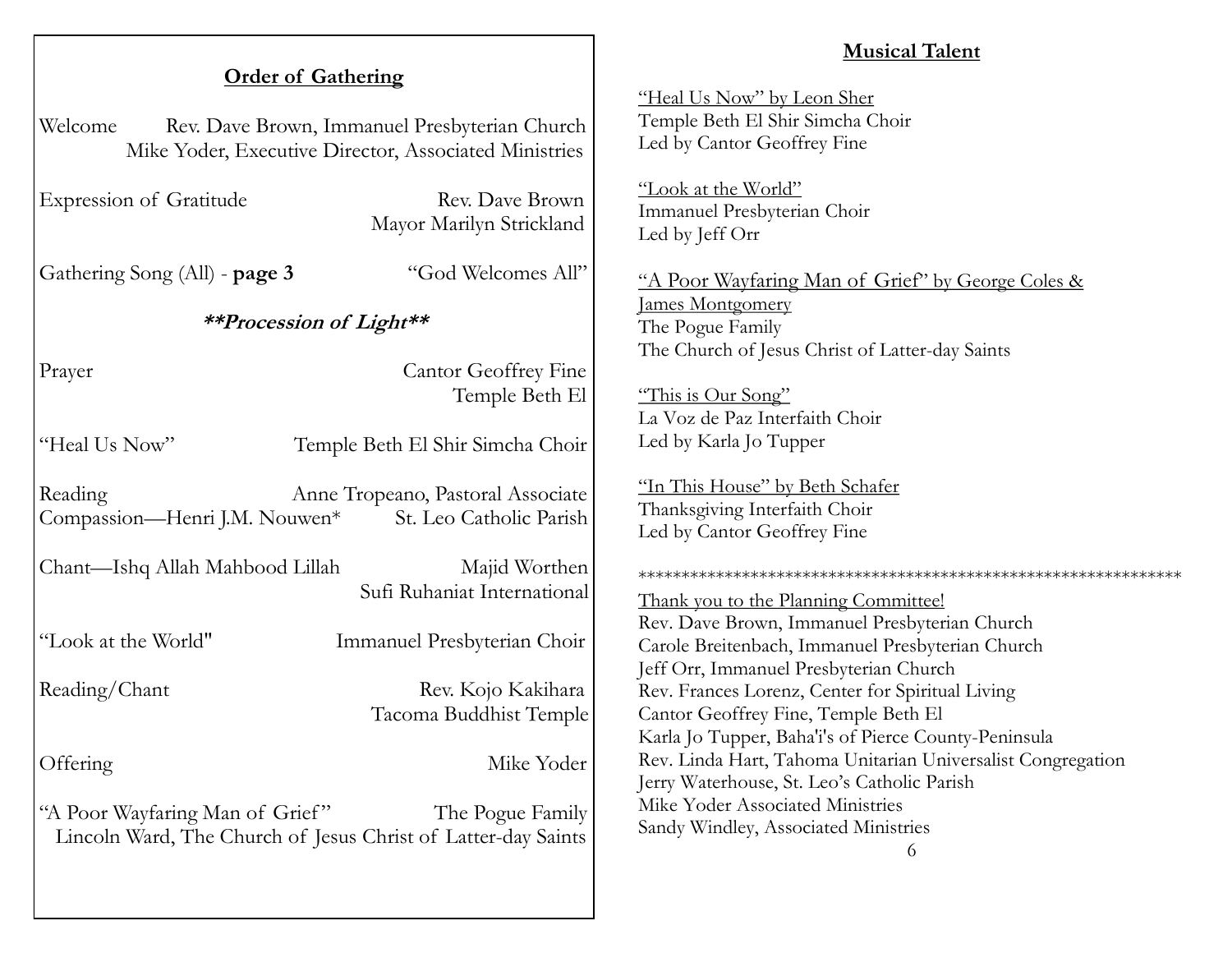## Order of Gathering

Welcome — Rev. Dave Brown, Immanuel Presbyterian Church
Mike Yoder, Executive Director, Associated Ministries

Expression of Gratitude — Rev. Dave Brown
Mayor Marilyn Strickland

Gathering Song (All) - **page 3** — "God Welcomes All"

***\*\*Procession of Light\*\****

Prayer — Cantor Geoffrey Fine
Temple Beth El

"Heal Us Now" — Temple Beth El Shir Simcha Choir

Reading — Anne Tropeano, Pastoral Associate
Compassion—Henri J.M. Nouwen* — St. Leo Catholic Parish

Chant—Ishq Allah Mahbood Lillah — Majid Worthen
Sufi Ruhaniat International

"Look at the World" — Immanuel Presbyterian Choir

Reading/Chant — Rev. Kojo Kakihara
Tacoma Buddhist Temple

Offering — Mike Yoder

"A Poor Wayfaring Man of Grief" — The Pogue Family
Lincoln Ward, The Church of Jesus Christ of Latter-day Saints

## Musical Talent

"Heal Us Now" by Leon Sher
Temple Beth El Shir Simcha Choir
Led by Cantor Geoffrey Fine

"Look at the World"
Immanuel Presbyterian Choir
Led by Jeff Orr

"A Poor Wayfaring Man of Grief" by George Coles & James Montgomery
The Pogue Family
The Church of Jesus Christ of Latter-day Saints

"This is Our Song"
La Voz de Paz Interfaith Choir
Led by Karla Jo Tupper

"In This House" by Beth Schafer
Thanksgiving Interfaith Choir
Led by Cantor Geoffrey Fine

\*\*\*\*\*\*\*\*\*\*\*\*\*\*\*\*\*\*\*\*\*\*\*\*\*\*\*\*\*\*\*\*\*\*\*\*\*\*\*\*\*\*\*\*\*\*\*\*\*\*\*\*\*\*\*\*\*\*\*\*

Thank you to the Planning Committee!
Rev. Dave Brown, Immanuel Presbyterian Church
Carole Breitenbach, Immanuel Presbyterian Church
Jeff Orr, Immanuel Presbyterian Church
Rev. Frances Lorenz, Center for Spiritual Living
Cantor Geoffrey Fine, Temple Beth El
Karla Jo Tupper, Baha'i's of Pierce County-Peninsula
Rev. Linda Hart, Tahoma Unitarian Universalist Congregation
Jerry Waterhouse, St. Leo's Catholic Parish
Mike Yoder Associated Ministries
Sandy Windley, Associated Ministries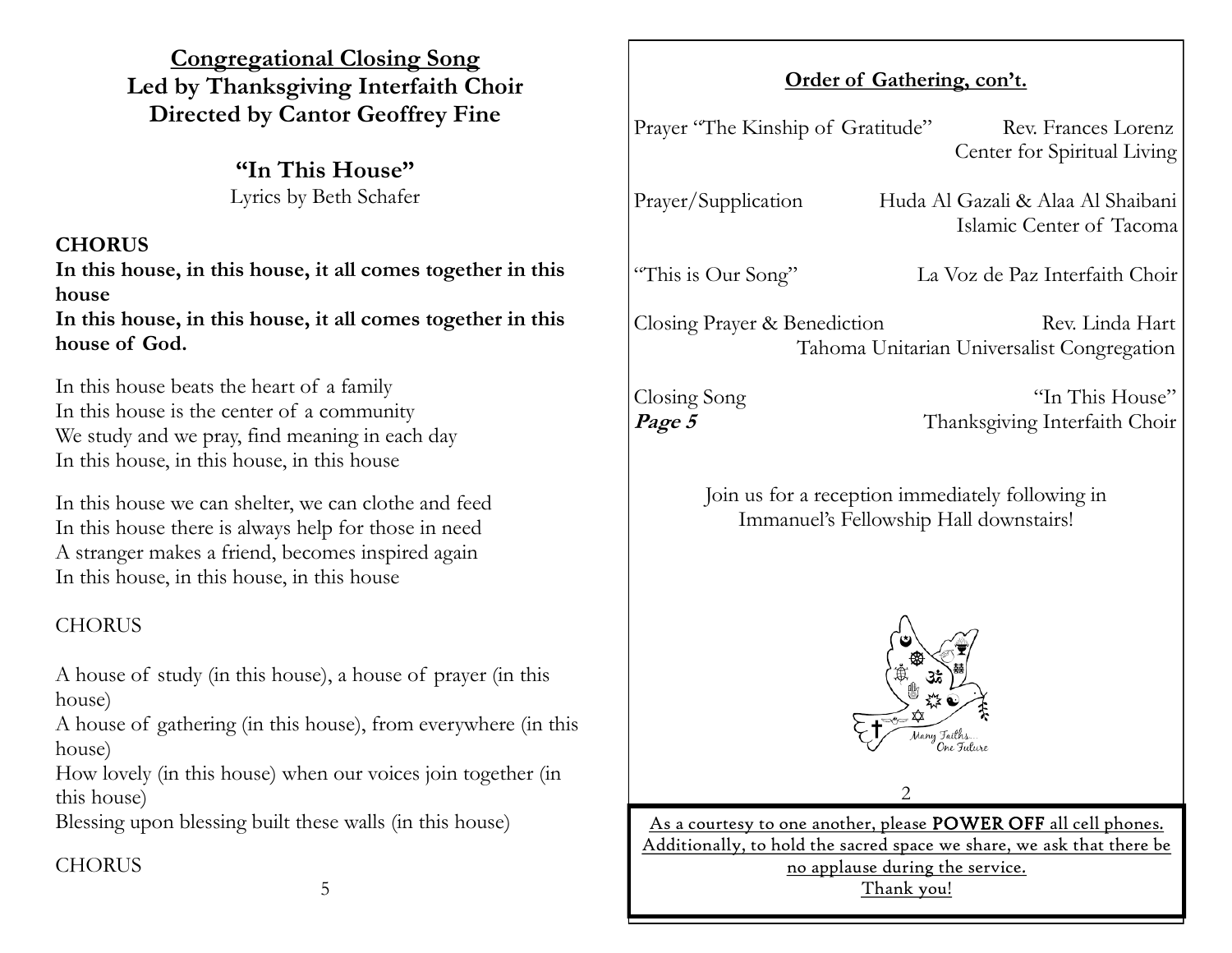## Congregational Closing Song
**Led by Thanksgiving Interfaith Choir**
**Directed by Cantor Geoffrey Fine**

### "In This House"
Lyrics by Beth Schafer

**CHORUS**
**In this house, in this house, it all comes together in this house**
**In this house, in this house, it all comes together in this house of God.**

In this house beats the heart of a family
In this house is the center of a community
We study and we pray, find meaning in each day
In this house, in this house, in this house

In this house we can shelter, we can clothe and feed
In this house there is always help for those in need
A stranger makes a friend, becomes inspired again
In this house, in this house, in this house

CHORUS

A house of study (in this house), a house of prayer (in this house)
A house of gathering (in this house), from everywhere (in this house)
How lovely (in this house) when our voices join together (in this house)
Blessing upon blessing built these walls (in this house)

CHORUS

## Order of Gathering, con't.

Prayer "The Kinship of Gratitude" — Rev. Frances Lorenz, Center for Spiritual Living

Prayer/Supplication — Huda Al Gazali & Alaa Al Shaibani, Islamic Center of Tacoma

"This is Our Song" — La Voz de Paz Interfaith Choir

Closing Prayer & Benediction — Rev. Linda Hart, Tahoma Unitarian Universalist Congregation

Closing Song — "In This House"
***Page 5*** — Thanksgiving Interfaith Choir

Join us for a reception immediately following in Immanuel's Fellowship Hall downstairs!

Many Faiths... One Future

As a courtesy to one another, please **POWER OFF** all cell phones. Additionally, to hold the sacred space we share, we ask that there be no applause during the service.
Thank you!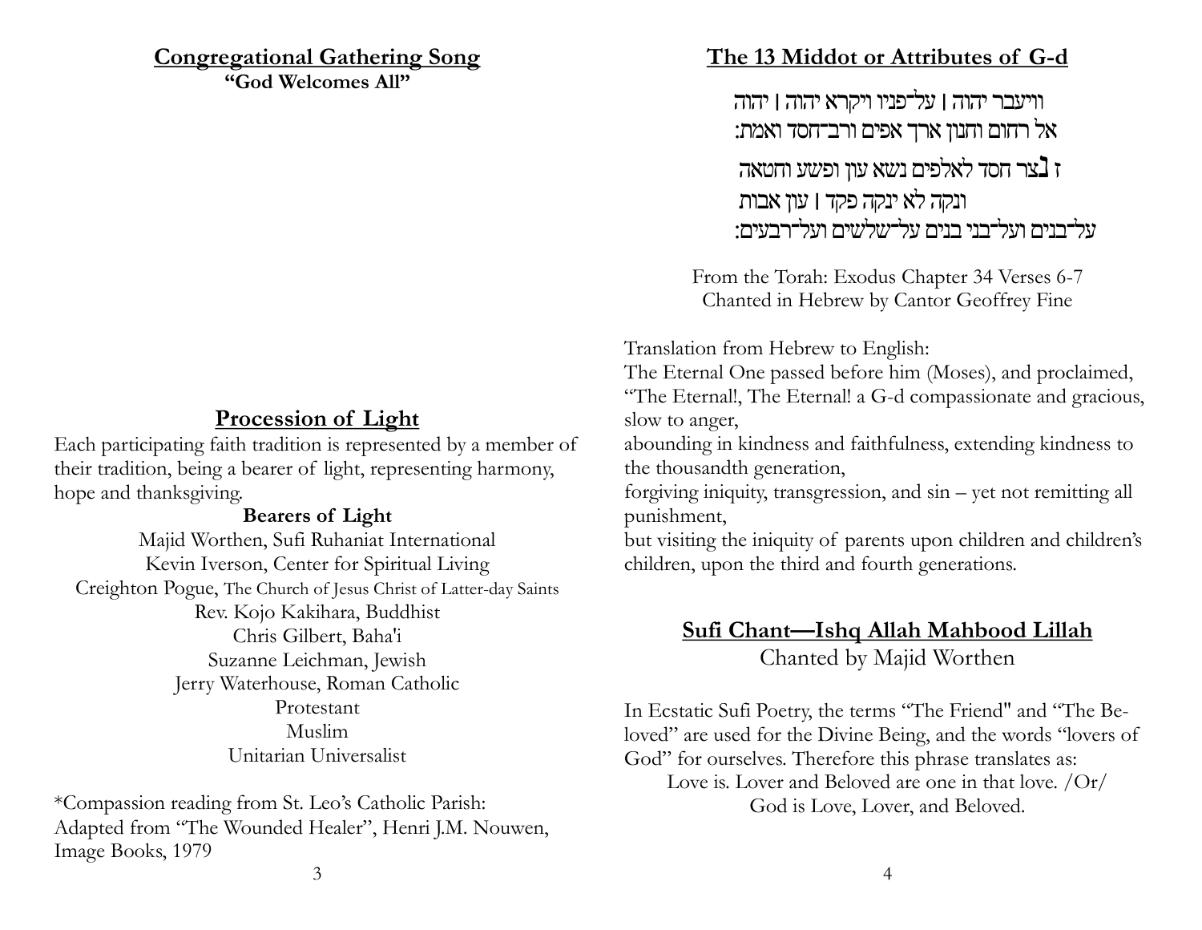## Congregational Gathering Song

**"God Welcomes All"**

## Procession of Light

Each participating faith tradition is represented by a member of their tradition, being a bearer of light, representing harmony, hope and thanksgiving.

**Bearers of Light**

Majid Worthen, Sufi Ruhaniat International
Kevin Iverson, Center for Spiritual Living
Creighton Pogue, The Church of Jesus Christ of Latter-day Saints
Rev. Kojo Kakihara, Buddhist
Chris Gilbert, Baha'i
Suzanne Leichman, Jewish
Jerry Waterhouse, Roman Catholic
Protestant
Muslim
Unitarian Universalist

*Compassion reading from St. Leo's Catholic Parish:
Adapted from "The Wounded Healer", Henri J.M. Nouwen, Image Books, 1979

## The 13 Middot or Attributes of G-d

ויעבר יהוה | על־פניו ויקרא יהוה | יהוה
אל רחום וחנון ארך אפים ורב־חסד ואמת:
ז נצר חסד לאלפים נשא עון ופשע וחטאה
ונקה לא ינקה פקד | עון אבות
על־בנים ועל־בני בנים על־שלשים ועל־רבעים:

From the Torah: Exodus Chapter 34 Verses 6-7
Chanted in Hebrew by Cantor Geoffrey Fine

Translation from Hebrew to English:
The Eternal One passed before him (Moses), and proclaimed, "The Eternal!, The Eternal! a G-d compassionate and gracious, slow to anger,
abounding in kindness and faithfulness, extending kindness to the thousandth generation,
forgiving iniquity, transgression, and sin – yet not remitting all punishment,
but visiting the iniquity of parents upon children and children's children, upon the third and fourth generations.

## Sufi Chant—Ishq Allah Mahbood Lillah

Chanted by Majid Worthen

In Ecstatic Sufi Poetry, the terms "The Friend" and "The Beloved" are used for the Divine Being, and the words "lovers of God" for ourselves. Therefore this phrase translates as:
Love is. Lover and Beloved are one in that love. /Or/
God is Love, Lover, and Beloved.